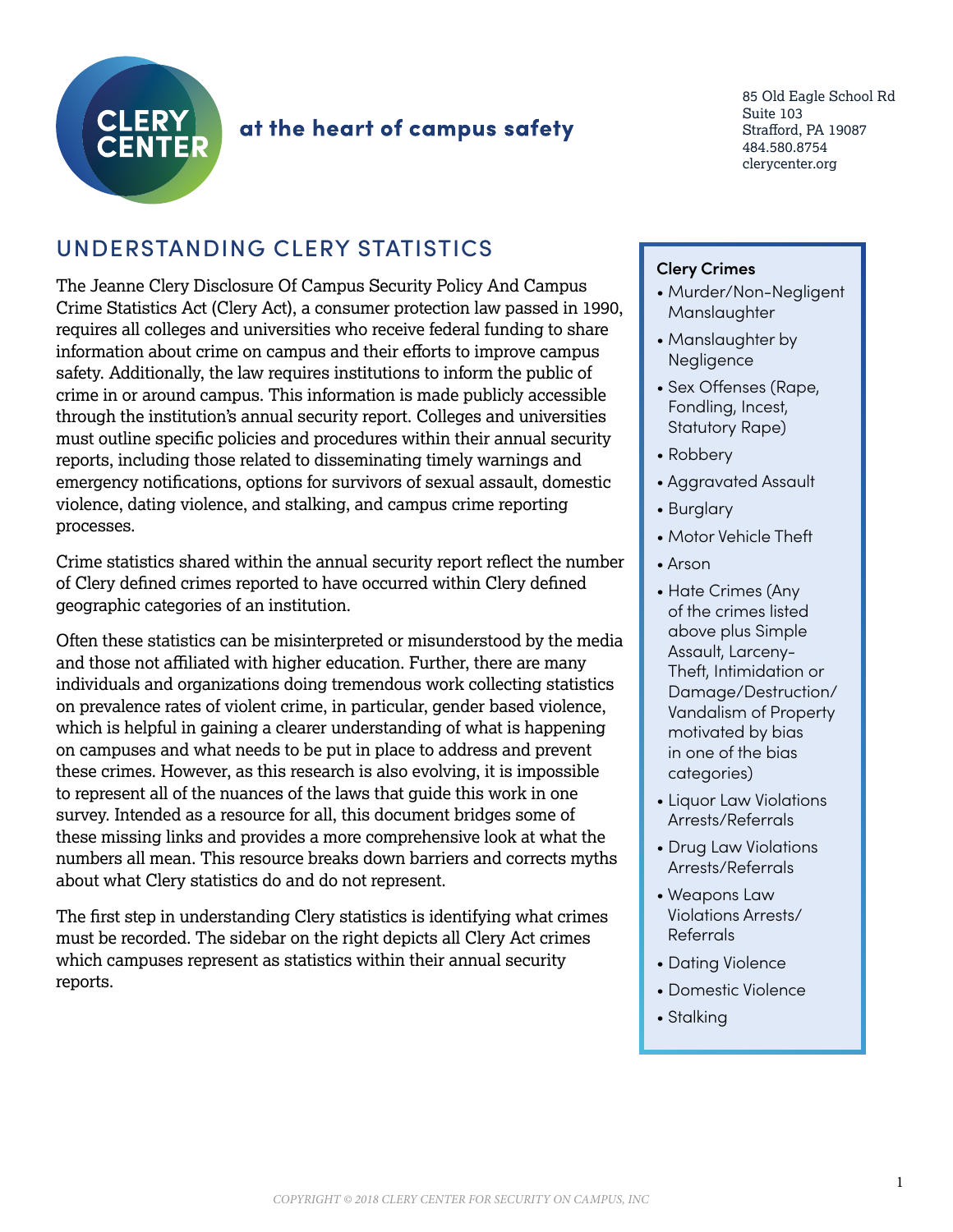CLERY CENTER

at the heart of campus safety

85 Old Eagle School Rd
Suite 103
Strafford, PA 19087
484.580.8754
clerycenter.org

# UNDERSTANDING CLERY STATISTICS

The Jeanne Clery Disclosure Of Campus Security Policy And Campus Crime Statistics Act (Clery Act), a consumer protection law passed in 1990, requires all colleges and universities who receive federal funding to share information about crime on campus and their efforts to improve campus safety. Additionally, the law requires institutions to inform the public of crime in or around campus. This information is made publicly accessible through the institution's annual security report. Colleges and universities must outline specific policies and procedures within their annual security reports, including those related to disseminating timely warnings and emergency notifications, options for survivors of sexual assault, domestic violence, dating violence, and stalking, and campus crime reporting processes.

Crime statistics shared within the annual security report reflect the number of Clery defined crimes reported to have occurred within Clery defined geographic categories of an institution.

Often these statistics can be misinterpreted or misunderstood by the media and those not affiliated with higher education. Further, there are many individuals and organizations doing tremendous work collecting statistics on prevalence rates of violent crime, in particular, gender based violence, which is helpful in gaining a clearer understanding of what is happening on campuses and what needs to be put in place to address and prevent these crimes. However, as this research is also evolving, it is impossible to represent all of the nuances of the laws that guide this work in one survey. Intended as a resource for all, this document bridges some of these missing links and provides a more comprehensive look at what the numbers all mean. This resource breaks down barriers and corrects myths about what Clery statistics do and do not represent.

The first step in understanding Clery statistics is identifying what crimes must be recorded. The sidebar on the right depicts all Clery Act crimes which campuses represent as statistics within their annual security reports.

**Clery Crimes**

- Murder/Non-Negligent Manslaughter
- Manslaughter by Negligence
- Sex Offenses (Rape, Fondling, Incest, Statutory Rape)
- Robbery
- Aggravated Assault
- Burglary
- Motor Vehicle Theft
- Arson
- Hate Crimes (Any of the crimes listed above plus Simple Assault, Larceny-Theft, Intimidation or Damage/Destruction/Vandalism of Property motivated by bias in one of the bias categories)
- Liquor Law Violations Arrests/Referrals
- Drug Law Violations Arrests/Referrals
- Weapons Law Violations Arrests/Referrals
- Dating Violence
- Domestic Violence
- Stalking

*COPYRIGHT © 2018 CLERY CENTER FOR SECURITY ON CAMPUS, INC*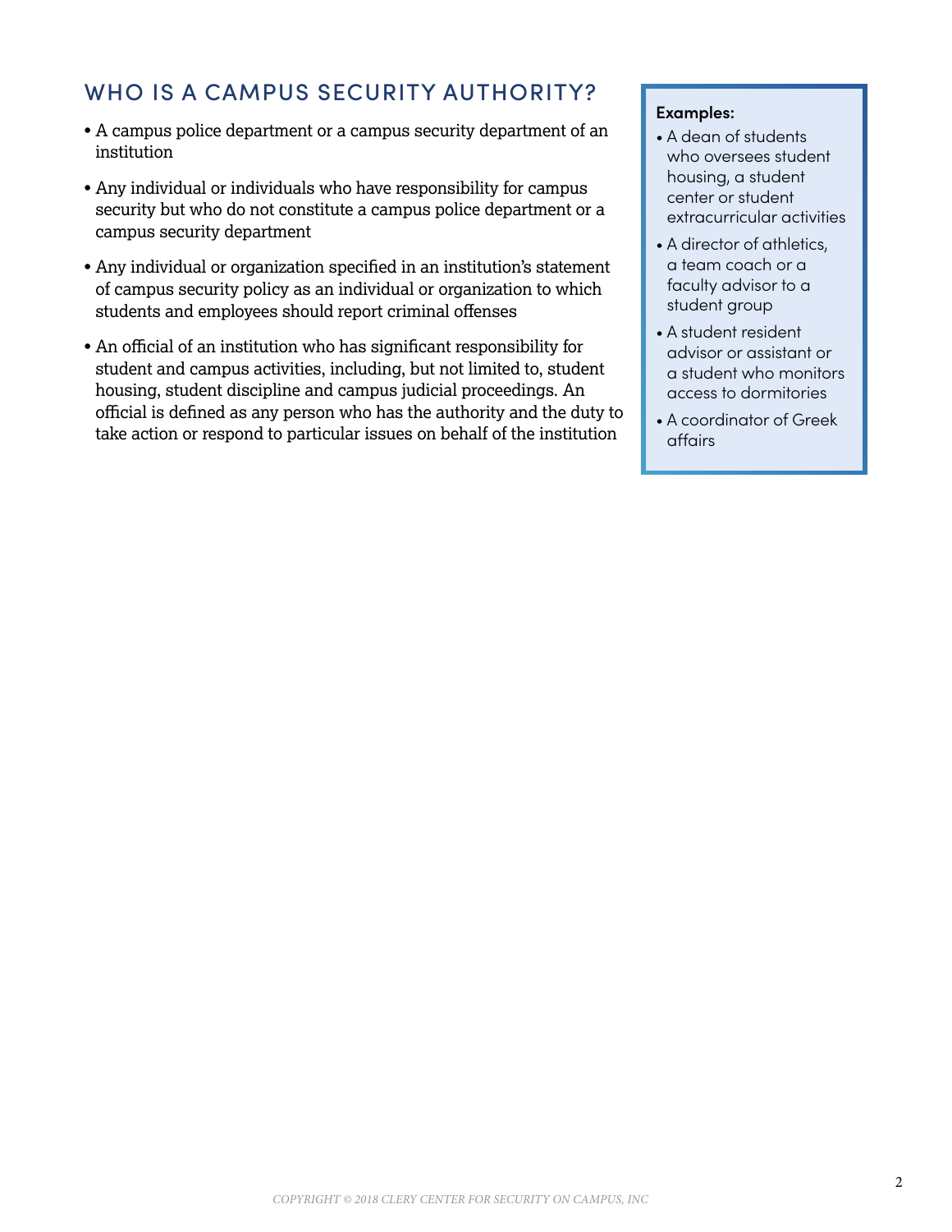## WHO IS A CAMPUS SECURITY AUTHORITY?

- A campus police department or a campus security department of an institution
- Any individual or individuals who have responsibility for campus security but who do not constitute a campus police department or a campus security department
- Any individual or organization specified in an institution's statement of campus security policy as an individual or organization to which students and employees should report criminal offenses
- An official of an institution who has significant responsibility for student and campus activities, including, but not limited to, student housing, student discipline and campus judicial proceedings. An official is defined as any person who has the authority and the duty to take action or respond to particular issues on behalf of the institution

**Examples:**

- A dean of students who oversees student housing, a student center or student extracurricular activities
- A director of athletics, a team coach or a faculty advisor to a student group
- A student resident advisor or assistant or a student who monitors access to dormitories
- A coordinator of Greek affairs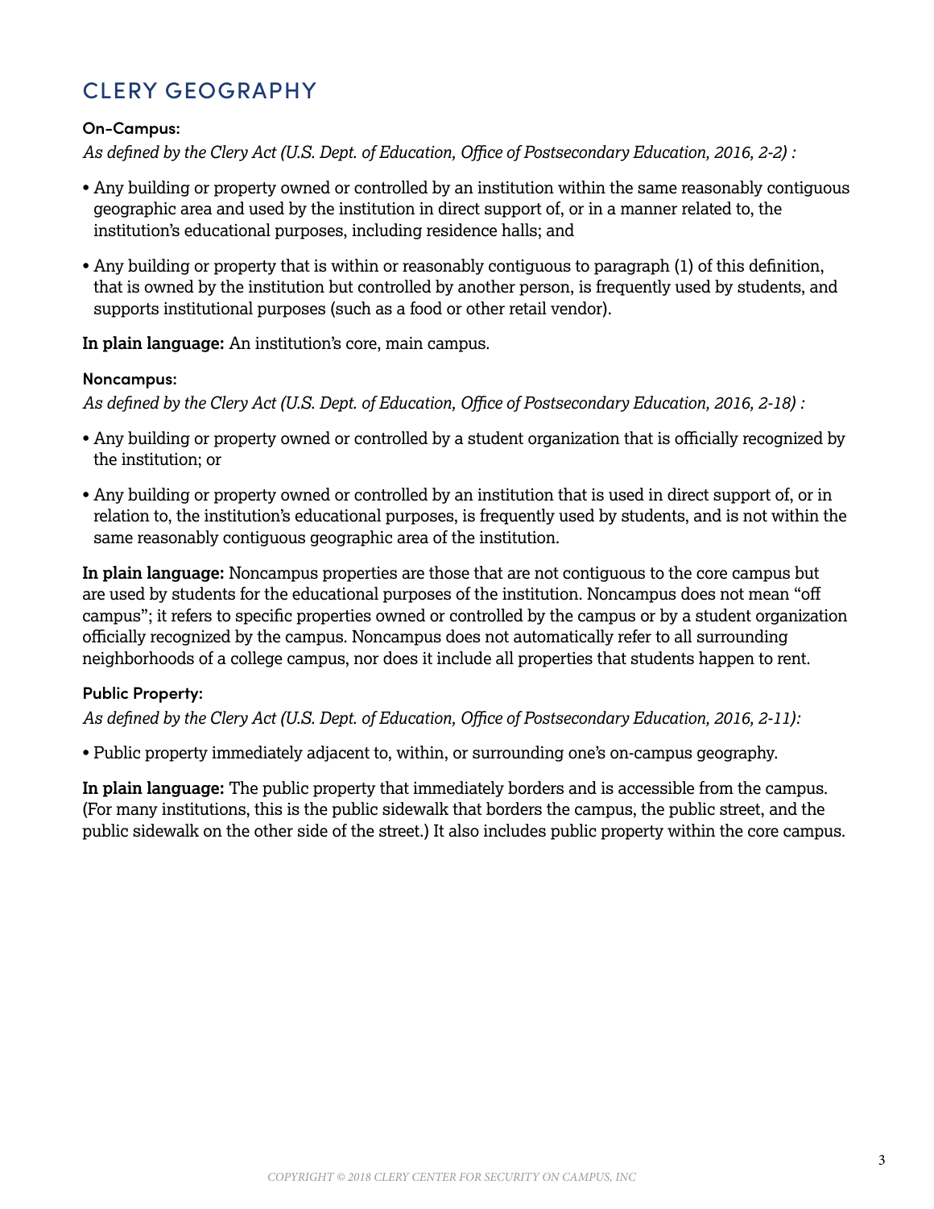## CLERY GEOGRAPHY

### On-Campus:

*As defined by the Clery Act (U.S. Dept. of Education, Office of Postsecondary Education, 2016, 2-2) :*

- Any building or property owned or controlled by an institution within the same reasonably contiguous geographic area and used by the institution in direct support of, or in a manner related to, the institution's educational purposes, including residence halls; and
- Any building or property that is within or reasonably contiguous to paragraph (1) of this definition, that is owned by the institution but controlled by another person, is frequently used by students, and supports institutional purposes (such as a food or other retail vendor).

**In plain language:** An institution's core, main campus.

### Noncampus:

*As defined by the Clery Act (U.S. Dept. of Education, Office of Postsecondary Education, 2016, 2-18) :*

- Any building or property owned or controlled by a student organization that is officially recognized by the institution; or
- Any building or property owned or controlled by an institution that is used in direct support of, or in relation to, the institution's educational purposes, is frequently used by students, and is not within the same reasonably contiguous geographic area of the institution.

**In plain language:** Noncampus properties are those that are not contiguous to the core campus but are used by students for the educational purposes of the institution. Noncampus does not mean "off campus"; it refers to specific properties owned or controlled by the campus or by a student organization officially recognized by the campus. Noncampus does not automatically refer to all surrounding neighborhoods of a college campus, nor does it include all properties that students happen to rent.

### Public Property:

*As defined by the Clery Act (U.S. Dept. of Education, Office of Postsecondary Education, 2016, 2-11):*

- Public property immediately adjacent to, within, or surrounding one's on-campus geography.

**In plain language:** The public property that immediately borders and is accessible from the campus. (For many institutions, this is the public sidewalk that borders the campus, the public street, and the public sidewalk on the other side of the street.) It also includes public property within the core campus.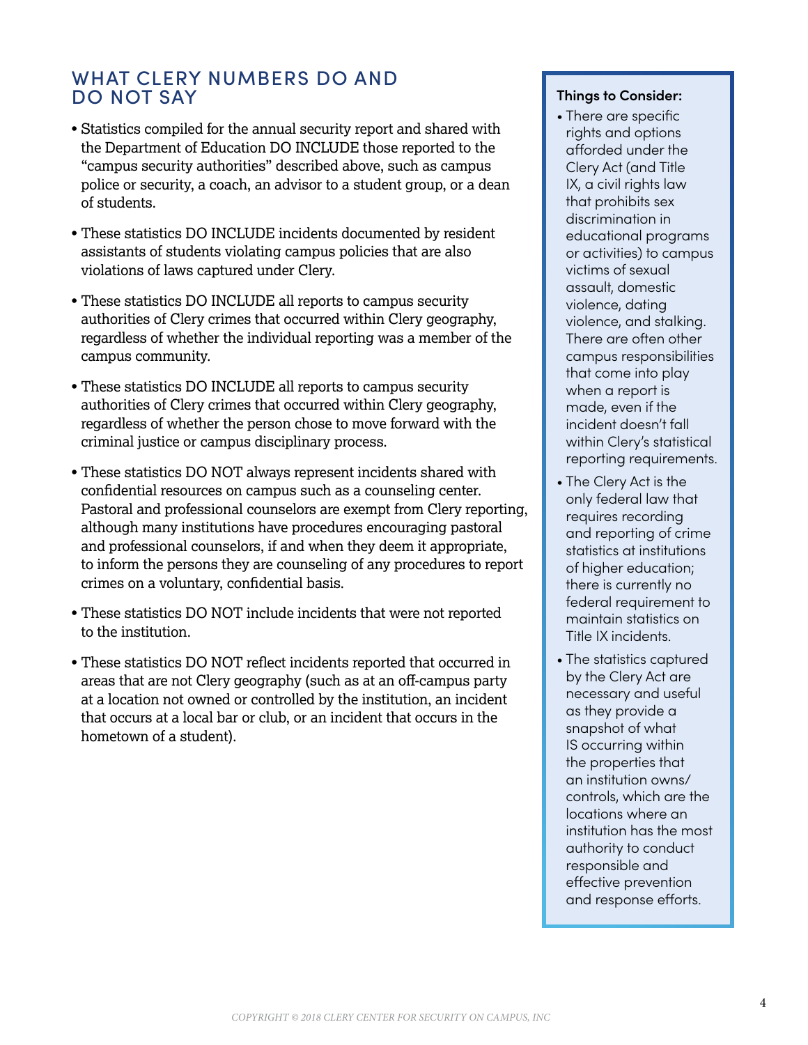## WHAT CLERY NUMBERS DO AND DO NOT SAY

- Statistics compiled for the annual security report and shared with the Department of Education DO INCLUDE those reported to the "campus security authorities" described above, such as campus police or security, a coach, an advisor to a student group, or a dean of students.
- These statistics DO INCLUDE incidents documented by resident assistants of students violating campus policies that are also violations of laws captured under Clery.
- These statistics DO INCLUDE all reports to campus security authorities of Clery crimes that occurred within Clery geography, regardless of whether the individual reporting was a member of the campus community.
- These statistics DO INCLUDE all reports to campus security authorities of Clery crimes that occurred within Clery geography, regardless of whether the person chose to move forward with the criminal justice or campus disciplinary process.
- These statistics DO NOT always represent incidents shared with confidential resources on campus such as a counseling center. Pastoral and professional counselors are exempt from Clery reporting, although many institutions have procedures encouraging pastoral and professional counselors, if and when they deem it appropriate, to inform the persons they are counseling of any procedures to report crimes on a voluntary, confidential basis.
- These statistics DO NOT include incidents that were not reported to the institution.
- These statistics DO NOT reflect incidents reported that occurred in areas that are not Clery geography (such as at an off-campus party at a location not owned or controlled by the institution, an incident that occurs at a local bar or club, or an incident that occurs in the hometown of a student).

**Things to Consider:**

- There are specific rights and options afforded under the Clery Act (and Title IX, a civil rights law that prohibits sex discrimination in educational programs or activities) to campus victims of sexual assault, domestic violence, dating violence, and stalking. There are often other campus responsibilities that come into play when a report is made, even if the incident doesn't fall within Clery's statistical reporting requirements.
- The Clery Act is the only federal law that requires recording and reporting of crime statistics at institutions of higher education; there is currently no federal requirement to maintain statistics on Title IX incidents.
- The statistics captured by the Clery Act are necessary and useful as they provide a snapshot of what IS occurring within the properties that an institution owns/controls, which are the locations where an institution has the most authority to conduct responsible and effective prevention and response efforts.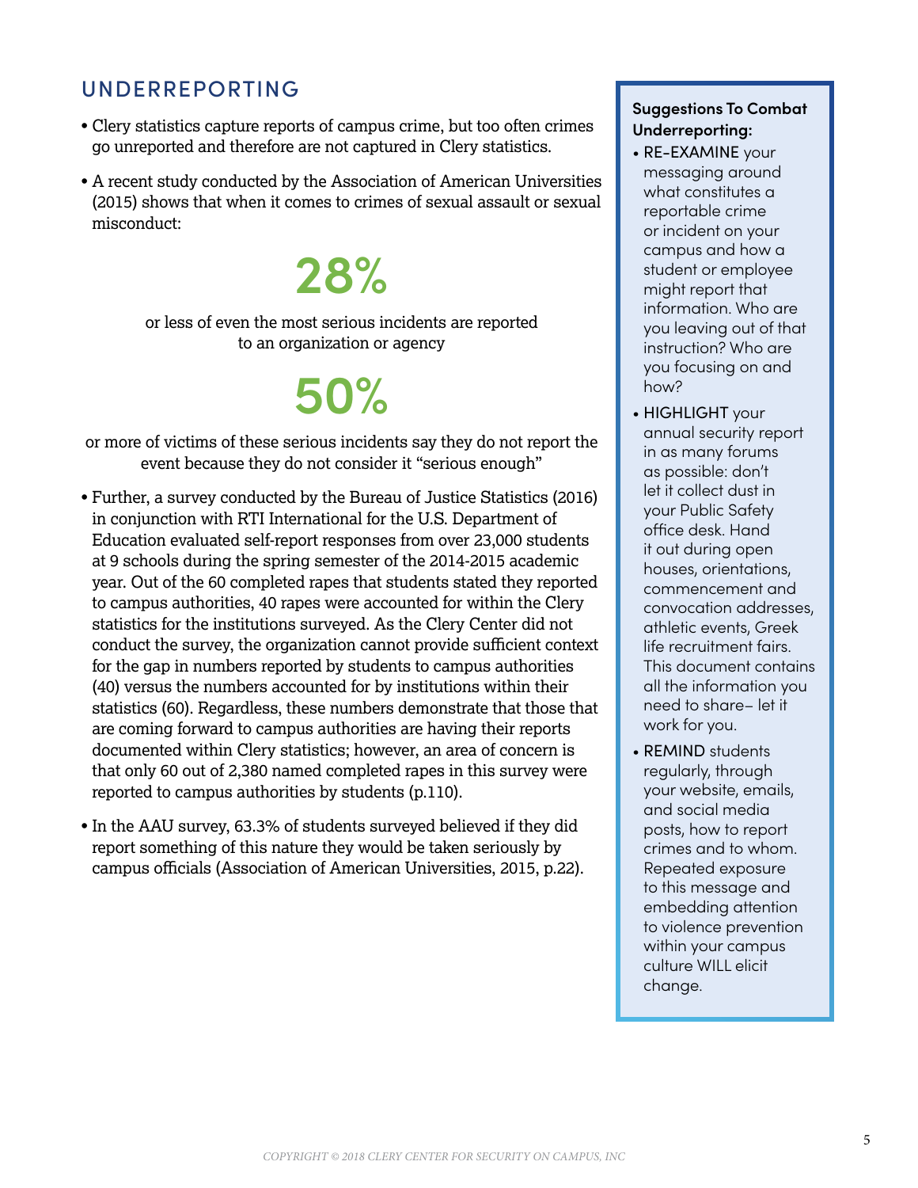## UNDERREPORTING

- Clery statistics capture reports of campus crime, but too often crimes go unreported and therefore are not captured in Clery statistics.
- A recent study conducted by the Association of American Universities (2015) shows that when it comes to crimes of sexual assault or sexual misconduct:

**28%**

or less of even the most serious incidents are reported to an organization or agency

**50%**

or more of victims of these serious incidents say they do not report the event because they do not consider it "serious enough"

- Further, a survey conducted by the Bureau of Justice Statistics (2016) in conjunction with RTI International for the U.S. Department of Education evaluated self-report responses from over 23,000 students at 9 schools during the spring semester of the 2014-2015 academic year. Out of the 60 completed rapes that students stated they reported to campus authorities, 40 rapes were accounted for within the Clery statistics for the institutions surveyed. As the Clery Center did not conduct the survey, the organization cannot provide sufficient context for the gap in numbers reported by students to campus authorities (40) versus the numbers accounted for by institutions within their statistics (60). Regardless, these numbers demonstrate that those that are coming forward to campus authorities are having their reports documented within Clery statistics; however, an area of concern is that only 60 out of 2,380 named completed rapes in this survey were reported to campus authorities by students (p.110).
- In the AAU survey, 63.3% of students surveyed believed if they did report something of this nature they would be taken seriously by campus officials (Association of American Universities, 2015, p.22).

**Suggestions To Combat Underreporting:**

- RE-EXAMINE your messaging around what constitutes a reportable crime or incident on your campus and how a student or employee might report that information. Who are you leaving out of that instruction? Who are you focusing on and how?
- HIGHLIGHT your annual security report in as many forums as possible: don't let it collect dust in your Public Safety office desk. Hand it out during open houses, orientations, commencement and convocation addresses, athletic events, Greek life recruitment fairs. This document contains all the information you need to share– let it work for you.
- REMIND students regularly, through your website, emails, and social media posts, how to report crimes and to whom. Repeated exposure to this message and embedding attention to violence prevention within your campus culture WILL elicit change.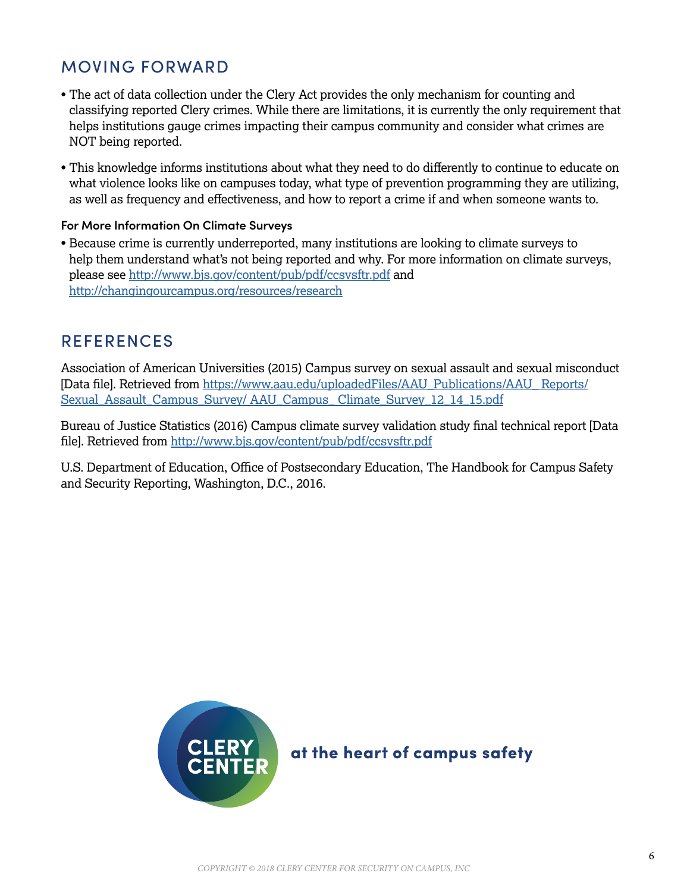## MOVING FORWARD

- The act of data collection under the Clery Act provides the only mechanism for counting and classifying reported Clery crimes. While there are limitations, it is currently the only requirement that helps institutions gauge crimes impacting their campus community and consider what crimes are NOT being reported.
- This knowledge informs institutions about what they need to do differently to continue to educate on what violence looks like on campuses today, what type of prevention programming they are utilizing, as well as frequency and effectiveness, and how to report a crime if and when someone wants to.

### For More Information On Climate Surveys

- Because crime is currently underreported, many institutions are looking to climate surveys to help them understand what's not being reported and why. For more information on climate surveys, please see http://www.bjs.gov/content/pub/pdf/ccsvsftr.pdf and http://changingourcampus.org/resources/research

## REFERENCES

Association of American Universities (2015) Campus survey on sexual assault and sexual misconduct [Data file]. Retrieved from https://www.aau.edu/uploadedFiles/AAU_Publications/AAU_ Reports/Sexual_Assault_Campus_Survey/ AAU_Campus_ Climate_Survey_12_14_15.pdf

Bureau of Justice Statistics (2016) Campus climate survey validation study final technical report [Data file]. Retrieved from http://www.bjs.gov/content/pub/pdf/ccsvsftr.pdf

U.S. Department of Education, Office of Postsecondary Education, The Handbook for Campus Safety and Security Reporting, Washington, D.C., 2016.

CLERY CENTER at the heart of campus safety

COPYRIGHT © 2018 CLERY CENTER FOR SECURITY ON CAMPUS, INC